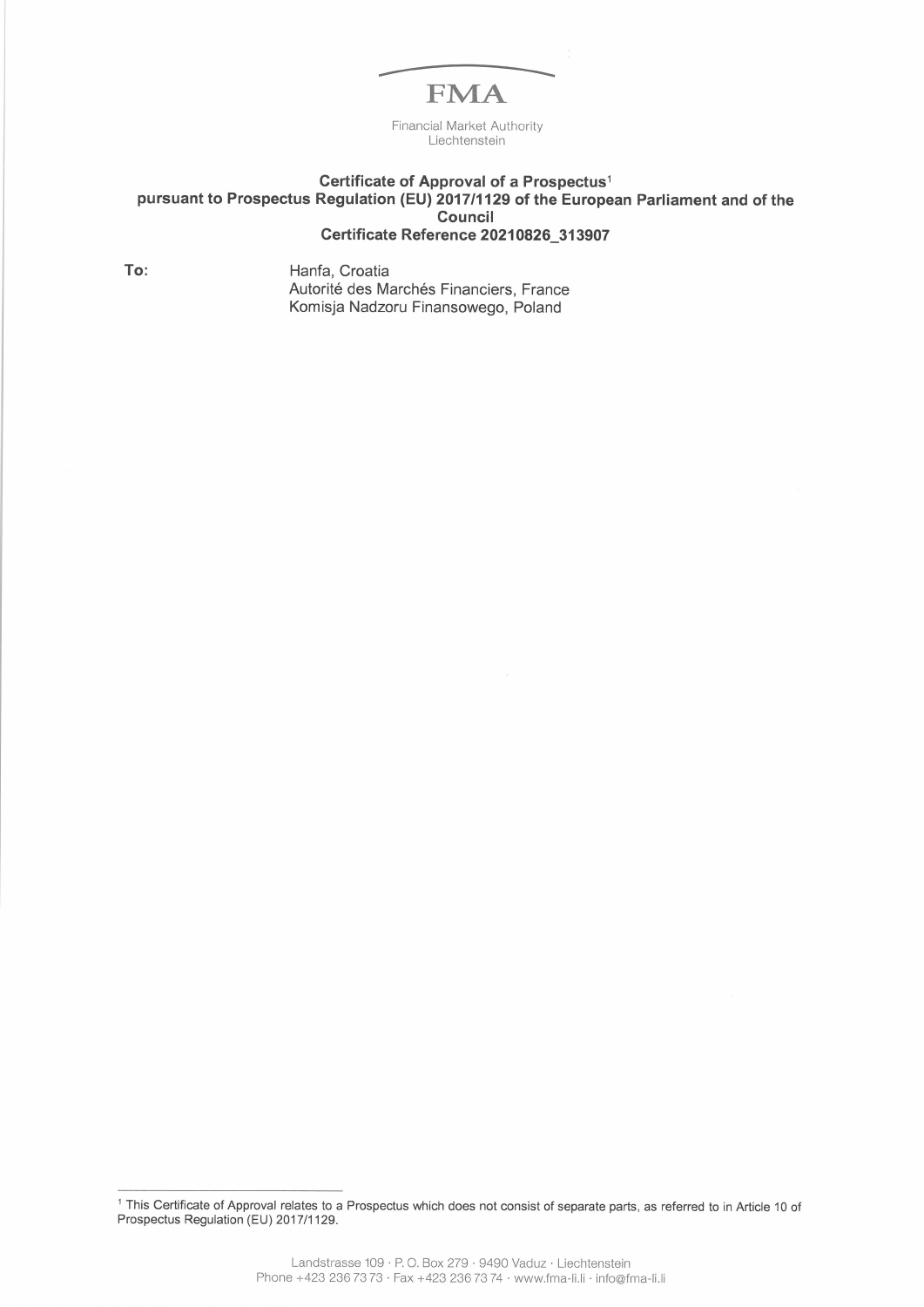# FMA

Financial Market Authority
Liechtenstein

**Certificate of Approval of a Prospectus[1]**
**pursuant to Prospectus Regulation (EU) 2017/1129 of the European Parliament and of the Council**
**Certificate Reference 20210826_313907**

**To:** Hanfa, Croatia
Autorité des Marchés Financiers, France
Komisja Nadzoru Finansowego, Poland

---

[1] This Certificate of Approval relates to a Prospectus which does not consist of separate parts, as referred to in Article 10 of Prospectus Regulation (EU) 2017/1129.

Landstrasse 109 · P. O. Box 279 · 9490 Vaduz · Liechtenstein
Phone +423 236 73 73 · Fax +423 236 73 74 · www.fma-li.li · info@fma-li.li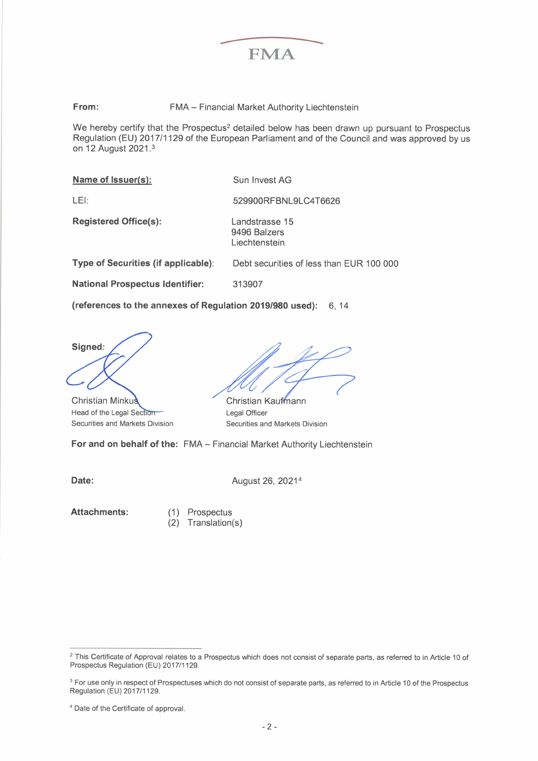FMA

**From:** FMA – Financial Market Authority Liechtenstein

We hereby certify that the Prospectus[2] detailed below has been drawn up pursuant to Prospectus Regulation (EU) 2017/1129 of the European Parliament and of the Council and was approved by us on 12 August 2021.[3]

| | |
|---|---|
| **Name of Issuer(s):** | Sun Invest AG |
| LEI: | 529900RFBNL9LC4T6626 |
| **Registered Office(s):** | Landstrasse 15<br>9496 Balzers<br>Liechtenstein |
| **Type of Securities (if applicable):** | Debt securities of less than EUR 100 000 |
| **National Prospectus Identifier:** | 313907 |

**(references to the annexes of Regulation 2019/980 used):** 6, 14

**Signed:**

Christian Minkus
Head of the Legal Section
Securities and Markets Division

Christian Kaufmann
Legal Officer
Securities and Markets Division

**For and on behalf of the:** FMA – Financial Market Authority Liechtenstein

**Date:** August 26, 2021[4]

**Attachments:**
(1) Prospectus
(2) Translation(s)

---

[2] This Certificate of Approval relates to a Prospectus which does not consist of separate parts, as referred to in Article 10 of Prospectus Regulation (EU) 2017/1129.

[3] For use only in respect of Prospectuses which do not consist of separate parts, as referred to in Article 10 of the Prospectus Regulation (EU) 2017/1129.

[4] Date of the Certificate of approval.